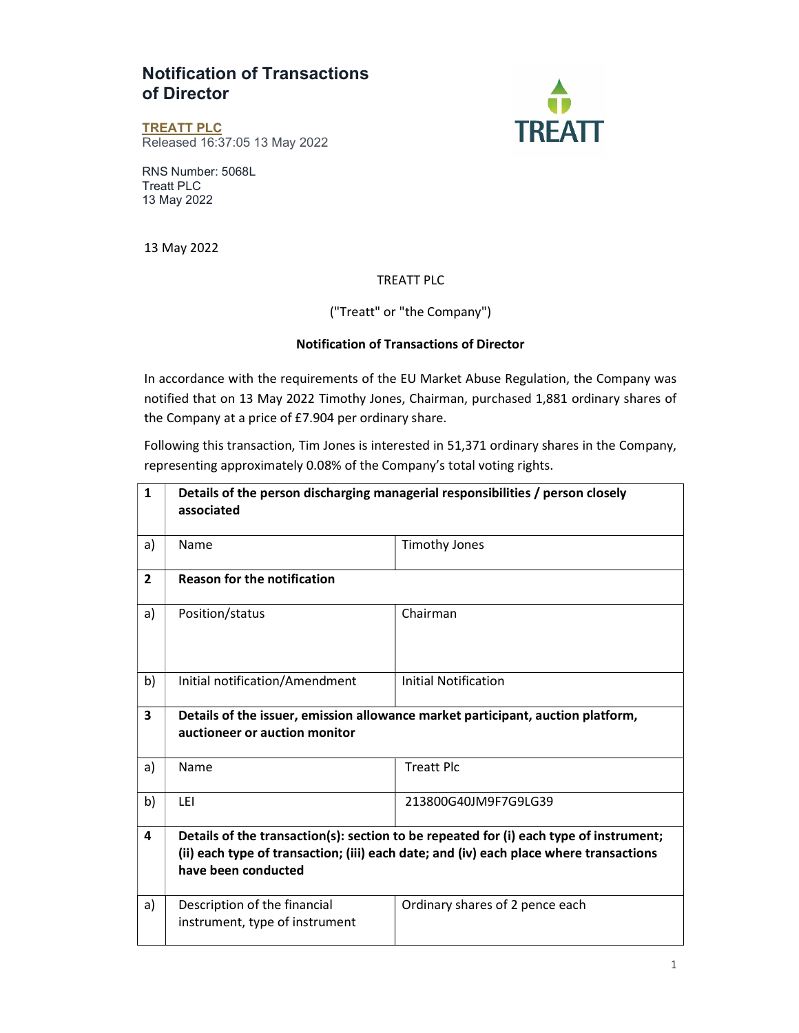# Notification of Transactions of Director

**TREATT PLC**
Released 16:37:05 13 May 2022

RNS Number: 5068L
Treatt PLC
13 May 2022

13 May 2022

TREATT PLC

("Treatt" or "the Company")

**Notification of Transactions of Director**

In accordance with the requirements of the EU Market Abuse Regulation, the Company was notified that on 13 May 2022 Timothy Jones, Chairman, purchased 1,881 ordinary shares of the Company at a price of £7.904 per ordinary share.

Following this transaction, Tim Jones is interested in 51,371 ordinary shares in the Company, representing approximately 0.08% of the Company's total voting rights.

| | | |
|---|---|---|
| **1** | **Details of the person discharging managerial responsibilities / person closely associated** | |
| a) | Name | Timothy Jones |
| **2** | **Reason for the notification** | |
| a) | Position/status | Chairman |
| b) | Initial notification/Amendment | Initial Notification |
| **3** | **Details of the issuer, emission allowance market participant, auction platform, auctioneer or auction monitor** | |
| a) | Name | Treatt Plc |
| b) | LEI | 213800G40JM9F7G9LG39 |
| **4** | **Details of the transaction(s): section to be repeated for (i) each type of instrument; (ii) each type of transaction; (iii) each date; and (iv) each place where transactions have been conducted** | |
| a) | Description of the financial instrument, type of instrument | Ordinary shares of 2 pence each |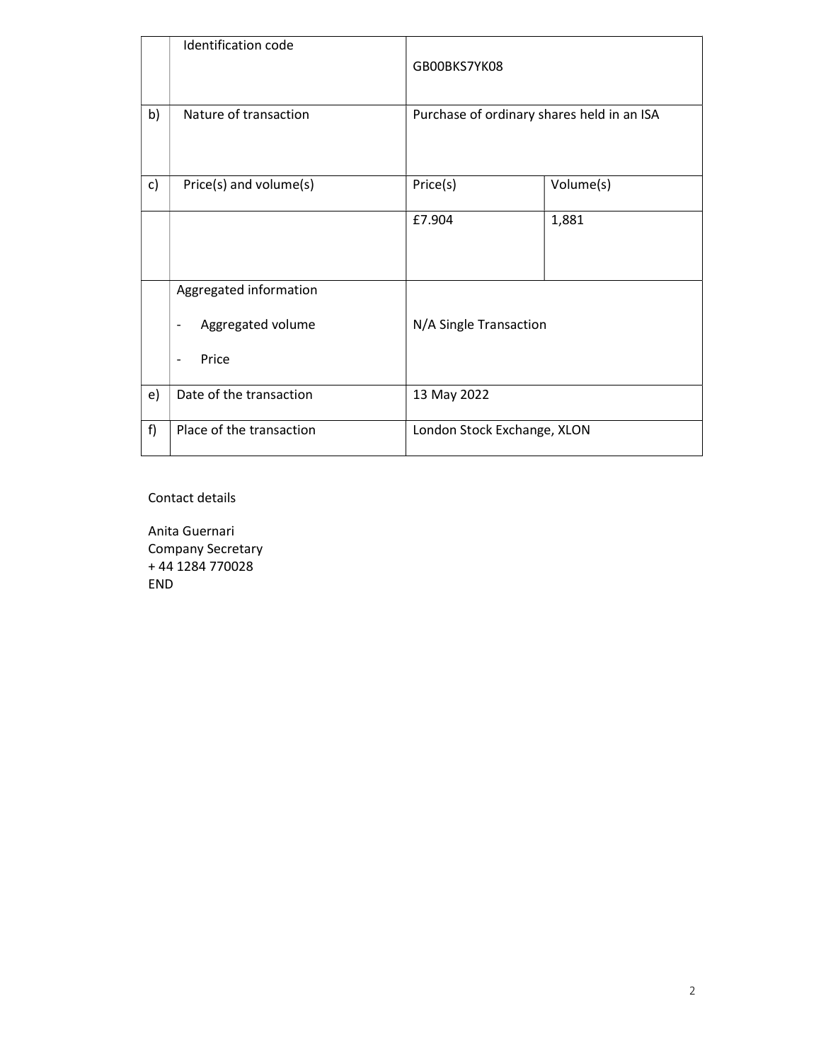| | | | |
|---|---|---|---|
| | Identification code | GB00BKS7YK08 | |
| b) | Nature of transaction | Purchase of ordinary shares held in an ISA | |
| c) | Price(s) and volume(s) | Price(s) | Volume(s) |
| | | £7.904 | 1,881 |
| | Aggregated information<br>- Aggregated volume<br>- Price | N/A Single Transaction | |
| e) | Date of the transaction | 13 May 2022 | |
| f) | Place of the transaction | London Stock Exchange, XLON | |

Contact details

Anita Guernari
Company Secretary
+ 44 1284 770028
END